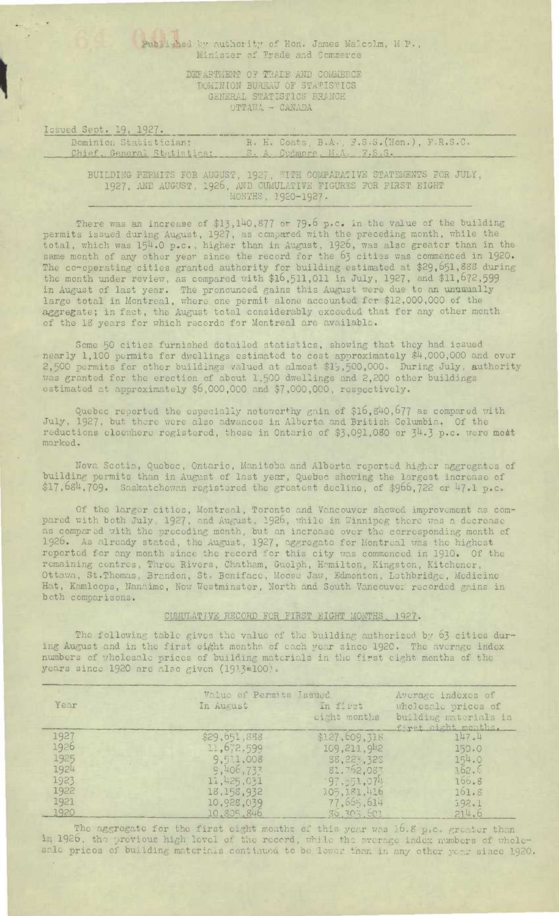Published by authority of Hon. James Malcolm, M.P.,
Minister of Trade and Commerce

DEPARTMENT OF TRADE AND COMMERCE
DOMINION BUREAU OF STATISTICS
GENERAL STATISTICS BRANCH
OTTAWA - CANADA

Issued Sept. 19, 1927.

Dominion Statistician: R. H. Coats, B.A., F.S.S.(Hon.), F.R.S.C.
Chief, General Statistics: S. A. Cudmore, M.A., F.S.S.

BUILDING PERMITS FOR AUGUST, 1927, WITH COMPARATIVE STATEMENTS FOR JULY, 1927, AND AUGUST, 1926, AND CUMULATIVE FIGURES FOR FIRST EIGHT MONTHS, 1920-1927.

There was an increase of $13,140,877 or 79.6 p.c. in the value of the building permits issued during August, 1927, as compared with the preceding month, while the total, which was 154.0 p.c., higher than in August, 1926, was also greater than in the same month of any other year since the record for the 63 cities was commenced in 1920. The co-operating cities granted authority for building estimated at $29,651,888 during the month under review, as compared with $16,511,011 in July, 1927, and $11,672,599 in August of last year. The pronounced gains this August were due to an unusually large total in Montreal, where one permit alone accounted for $12,000,000 of the aggregate; in fact, the August total considerably exceeded that for any other month of the 18 years for which records for Montreal are available.

Some 50 cities furnished detailed statistics, showing that they had issued nearly 1,100 permits for dwellings estimated to cost approximately $4,000,000 and over 2,500 permits for other buildings valued at almost $15,500,000. During July, authority was granted for the erection of about 1,500 dwellings and 2,200 other buildings estimated at approximately $6,000,000 and $7,000,000, respectively.

Quebec reported the especially noteworthy gain of $16,840,677 as compared with July, 1927, but there were also advances in Alberta and British Columbia. Of the reductions elsewhere registered, those in Ontario of $3,091,080 or 34.3 p.c. were most marked.

Nova Scotia, Quebec, Ontario, Manitoba and Alberta reported higher aggregates of building permits than in August of last year, Quebec showing the largest increase of $17,684,709. Saskatchewan registered the greatest decline, of $966,722 or 47.1 p.c.

Of the larger cities, Montreal, Toronto and Vancouver showed improvement as compared with both July, 1927, and August, 1926, while in Winnipeg there was a decrease as compared with the preceding month, but an increase over the corresponding month of 1926. As already stated, the August, 1927, aggregate for Montreal was the highest reported for any month since the record for this city was commenced in 1910. Of the remaining centres, Three Rivers, Chatham, Guelph, Hamilton, Kingston, Kitchener, Ottawa, St.Thomas, Brandon, St. Boniface, Moose Jaw, Edmonton, Lethbridge, Medicine Hat, Kamloops, Nanaimo, New Westminster, North and South Vancouver recorded gains in both comparisons.

## CUMULATIVE RECORD FOR FIRST EIGHT MONTHS, 1927.

The following table gives the value of the building authorized by 63 cities during August and in the first eight months of each year since 1920. The average index numbers of wholesale prices of building materials in the first eight months of the years since 1920 are also given (1913=100).

| Year | Value of Permits Issued In August | Value of Permits Issued In first eight months | Average indexes of wholesale prices of building materials in first eight months. |
|---|---|---|---|
| 1927 | $29,651,888 | $127,609,318 | 147.4 |
| 1926 | 11,672,599 | 109,211,942 | 150.0 |
| 1925 | 9,511,008 | 88,223,328 | 154.0 |
| 1924 | 9,406,733 | 81,762,087 | 162.6 |
| 1923 | 11,425,031 | 97,551,074 | 166.8 |
| 1922 | 18,158,932 | 105,181,416 | 161.8 |
| 1921 | 10,928,039 | 77,665,614 | 192.1 |
| 1920 | 10,805,846 | 86,303,601 | 214.6 |

The aggregate for the first eight months of this year was 16.8 p.c. greater than in 1926, the previous high level of the record, while the average index numbers of wholesale prices of building materials continued to be lower than in any other year since 1920.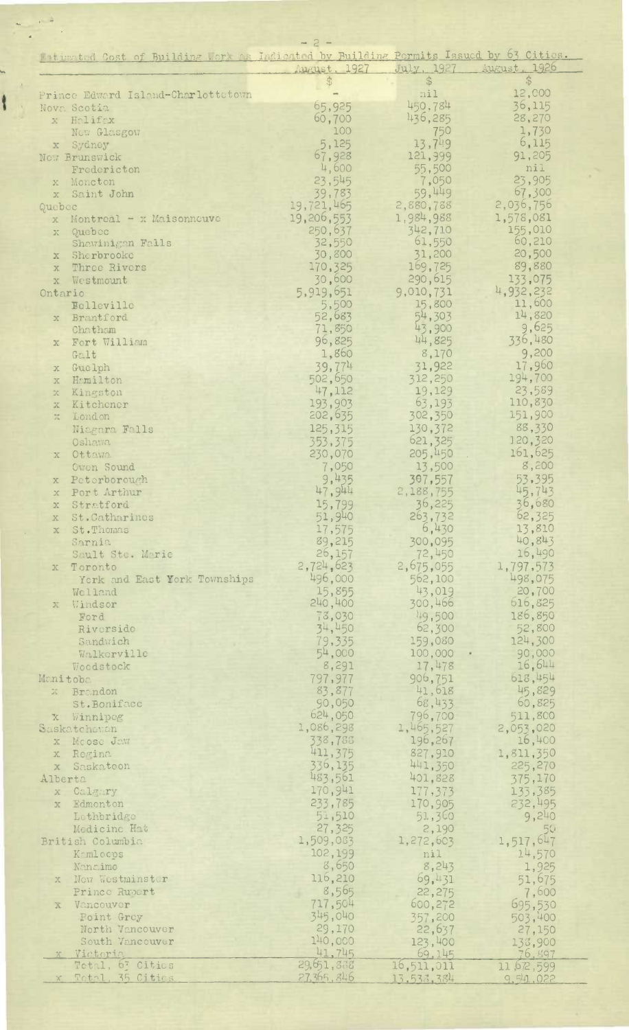Estimated Cost of Building Work as Indicated by Building Permits Issued by 63 Cities.

| | August, 1927 | July, 1927 | August, 1926 |
|---|---|---|---|
| | $ | $ | $ |
| Prince Edward Island-Charlottetown | - | nil | 12,000 |
| Nova Scotia | 65,925 | 450,784 | 36,115 |
| x Halifax | 60,700 | 436,285 | 28,270 |
| New Glasgow | 100 | 750 | 1,730 |
| x Sydney | 5,125 | 13,749 | 6,115 |
| New Brunswick | 67,928 | 121,999 | 91,205 |
| Fredericton | 4,600 | 55,500 | nil |
| x Moncton | 23,545 | 7,050 | 23,905 |
| x Saint John | 39,783 | 59,449 | 67,300 |
| Quebec | 19,721,465 | 2,880,788 | 2,036,756 |
| x Montreal - x Maisonneuve | 19,206,553 | 1,984,988 | 1,578,081 |
| x Quebec | 250,637 | 342,710 | 155,010 |
| Shawinigan Falls | 32,550 | 61,550 | 60,210 |
| x Sherbrooke | 30,800 | 31,200 | 20,500 |
| x Three Rivers | 170,325 | 169,725 | 89,880 |
| x Westmount | 30,600 | 290,615 | 133,075 |
| Ontario | 5,919,651 | 9,010,731 | 4,932,232 |
| Belleville | 5,500 | 15,800 | 11,600 |
| x Brantford | 52,683 | 54,303 | 14,820 |
| Chatham | 71,850 | 43,900 | 9,625 |
| x Fort William | 96,825 | 44,825 | 336,480 |
| Galt | 1,860 | 8,170 | 9,200 |
| x Guelph | 39,774 | 31,922 | 17,960 |
| x Hamilton | 502,650 | 312,250 | 194,700 |
| x Kingston | 47,112 | 19,129 | 23,589 |
| x Kitchener | 193,903 | 63,193 | 110,830 |
| x London | 202,635 | 302,350 | 151,900 |
| Niagara Falls | 125,315 | 130,372 | 88,330 |
| Oshawa | 353,375 | 621,325 | 120,320 |
| x Ottawa | 230,070 | 205,450 | 161,625 |
| Owen Sound | 7,050 | 13,500 | 8,200 |
| x Peterborough | 9,435 | 307,557 | 53,395 |
| x Port Arthur | 47,944 | 2,188,755 | 45,743 |
| x Stratford | 15,799 | 36,225 | 36,680 |
| x St.Catharines | 51,940 | 263,732 | 62,325 |
| x St.Thomas | 17,575 | 6,430 | 13,810 |
| Sarnia | 89,215 | 300,095 | 40,843 |
| Sault Ste. Marie | 26,157 | 72,450 | 16,490 |
| x Toronto | 2,724,623 | 2,675,055 | 1,797,573 |
| York and East York Townships | 496,000 | 562,100 | 498,075 |
| Welland | 15,855 | 43,019 | 20,700 |
| x Windsor | 240,400 | 300,466 | 616,825 |
| Ford | 73,030 | 49,500 | 186,850 |
| Riverside | 34,450 | 62,300 | 52,800 |
| Sandwich | 79,335 | 159,080 | 124,300 |
| Walkerville | 54,000 | 100,000 | 90,000 |
| Woodstock | 8,291 | 17,478 | 16,644 |
| Manitoba | 797,977 | 906,751 | 618,454 |
| x Brandon | 83,877 | 41,618 | 45,829 |
| St.Boniface | 90,050 | 68,433 | 60,825 |
| x Winnipeg | 624,050 | 796,700 | 511,800 |
| Saskatchewan | 1,086,298 | 1,465,527 | 2,053,020 |
| x Moose Jaw | 338,788 | 196,267 | 16,400 |
| x Regina | 411,375 | 827,910 | 1,811,350 |
| x Saskatoon | 336,135 | 441,350 | 225,270 |
| Alberta | 483,561 | 401,828 | 375,170 |
| x Calgary | 170,941 | 177,373 | 133,385 |
| x Edmonton | 233,785 | 170,905 | 232,495 |
| Lethbridge | 51,510 | 51,360 | 9,240 |
| Medicine Hat | 27,325 | 2,190 | 50 |
| British Columbia | 1,509,083 | 1,272,603 | 1,517,647 |
| Kamloops | 102,199 | nil | 14,570 |
| Nanaimo | 8,650 | 8,243 | 1,925 |
| x New Westminster | 116,210 | 69,431 | 51,675 |
| Prince Rupert | 8,565 | 22,275 | 7,600 |
| x Vancouver | 717,504 | 600,272 | 695,530 |
| Point Grey | 345,040 | 357,200 | 503,400 |
| North Vancouver | 29,170 | 22,637 | 27,150 |
| South Vancouver | 140,000 | 123,400 | 138,900 |
| x Victoria | 41,745 | 69,145 | 76,897 |
| Total, 63 Cities | 29,651,888 | 16,511,011 | 11,672,599 |
| x Total, 35 Cities | 27,365,846 | 13,533,384 | 9,541,022 |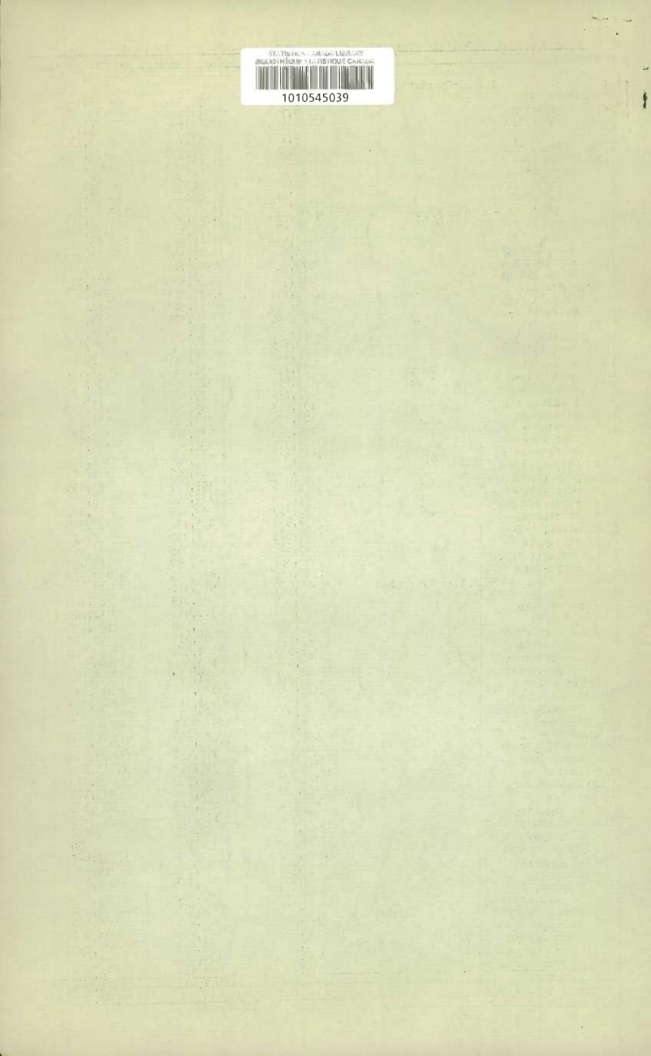STATISTICS CANADA LIBRARY
BIBLIOTHÈQUE STATISTIQUE CANADA

1010545039